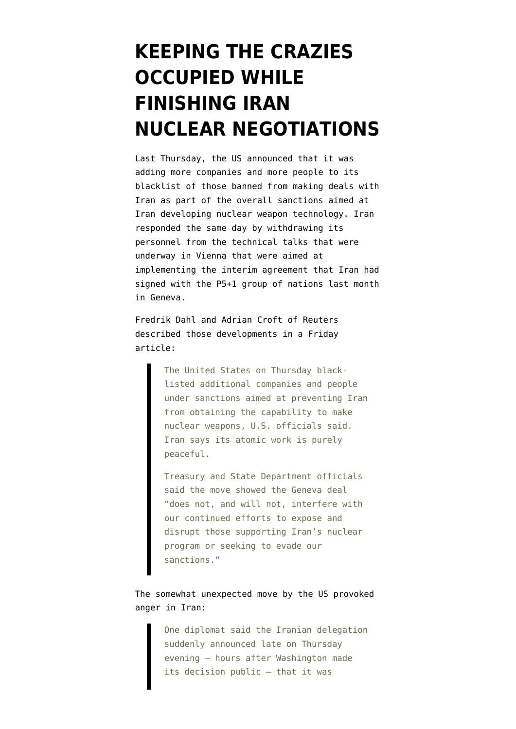# KEEPING THE CRAZIES OCCUPIED WHILE FINISHING IRAN NUCLEAR NEGOTIATIONS

Last Thursday, the US announced that it was adding more companies and more people to its blacklist of those banned from making deals with Iran as part of the overall sanctions aimed at Iran developing nuclear weapon technology. Iran responded the same day by withdrawing its personnel from the technical talks that were underway in Vienna that were aimed at implementing the interim agreement that Iran had signed with the P5+1 group of nations last month in Geneva.

Fredrik Dahl and Adrian Croft of Reuters described those developments in a Friday article:

> The United States on Thursday black-listed additional companies and people under sanctions aimed at preventing Iran from obtaining the capability to make nuclear weapons, U.S. officials said. Iran says its atomic work is purely peaceful.
>
> Treasury and State Department officials said the move showed the Geneva deal "does not, and will not, interfere with our continued efforts to expose and disrupt those supporting Iran's nuclear program or seeking to evade our sanctions."

The somewhat unexpected move by the US provoked anger in Iran:

> One diplomat said the Iranian delegation suddenly announced late on Thursday evening – hours after Washington made its decision public – that it was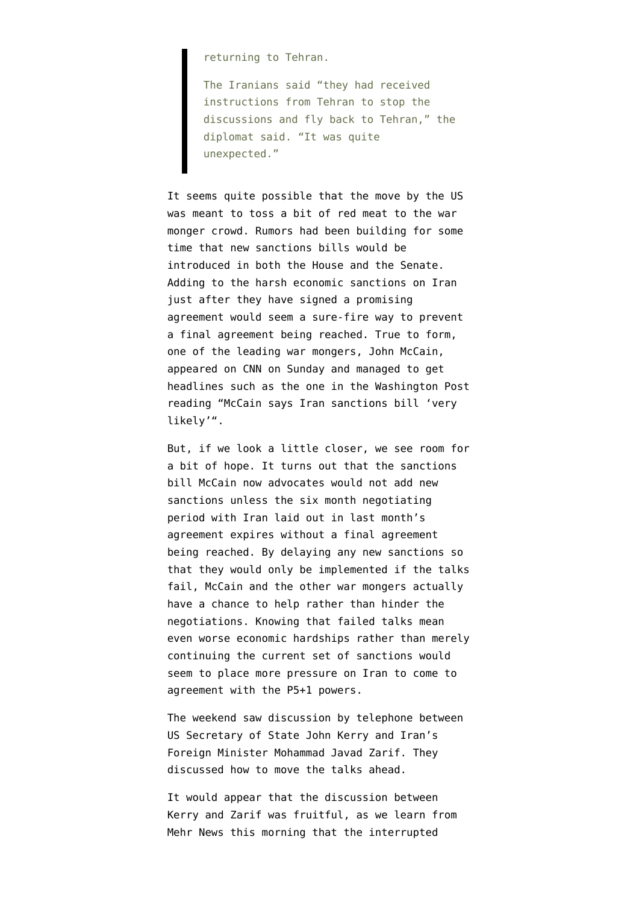> returning to Tehran.
>
> The Iranians said "they had received instructions from Tehran to stop the discussions and fly back to Tehran," the diplomat said. "It was quite unexpected."

It seems quite possible that the move by the US was meant to toss a bit of red meat to the war monger crowd. Rumors had been building for some time that new sanctions bills would be introduced in both the House and the Senate. Adding to the harsh economic sanctions on Iran just after they have signed a promising agreement would seem a sure-fire way to prevent a final agreement being reached. True to form, one of the leading war mongers, John McCain, appeared on CNN on Sunday and managed to get headlines such as the one in the Washington Post reading "McCain says Iran sanctions bill 'very likely'".

But, if we look a little closer, we see room for a bit of hope. It turns out that the sanctions bill McCain now advocates would not add new sanctions unless the six month negotiating period with Iran laid out in last month's agreement expires without a final agreement being reached. By delaying any new sanctions so that they would only be implemented if the talks fail, McCain and the other war mongers actually have a chance to help rather than hinder the negotiations. Knowing that failed talks mean even worse economic hardships rather than merely continuing the current set of sanctions would seem to place more pressure on Iran to come to agreement with the P5+1 powers.

The weekend saw discussion by telephone between US Secretary of State John Kerry and Iran's Foreign Minister Mohammad Javad Zarif. They discussed how to move the talks ahead.

It would appear that the discussion between Kerry and Zarif was fruitful, as we learn from Mehr News this morning that the interrupted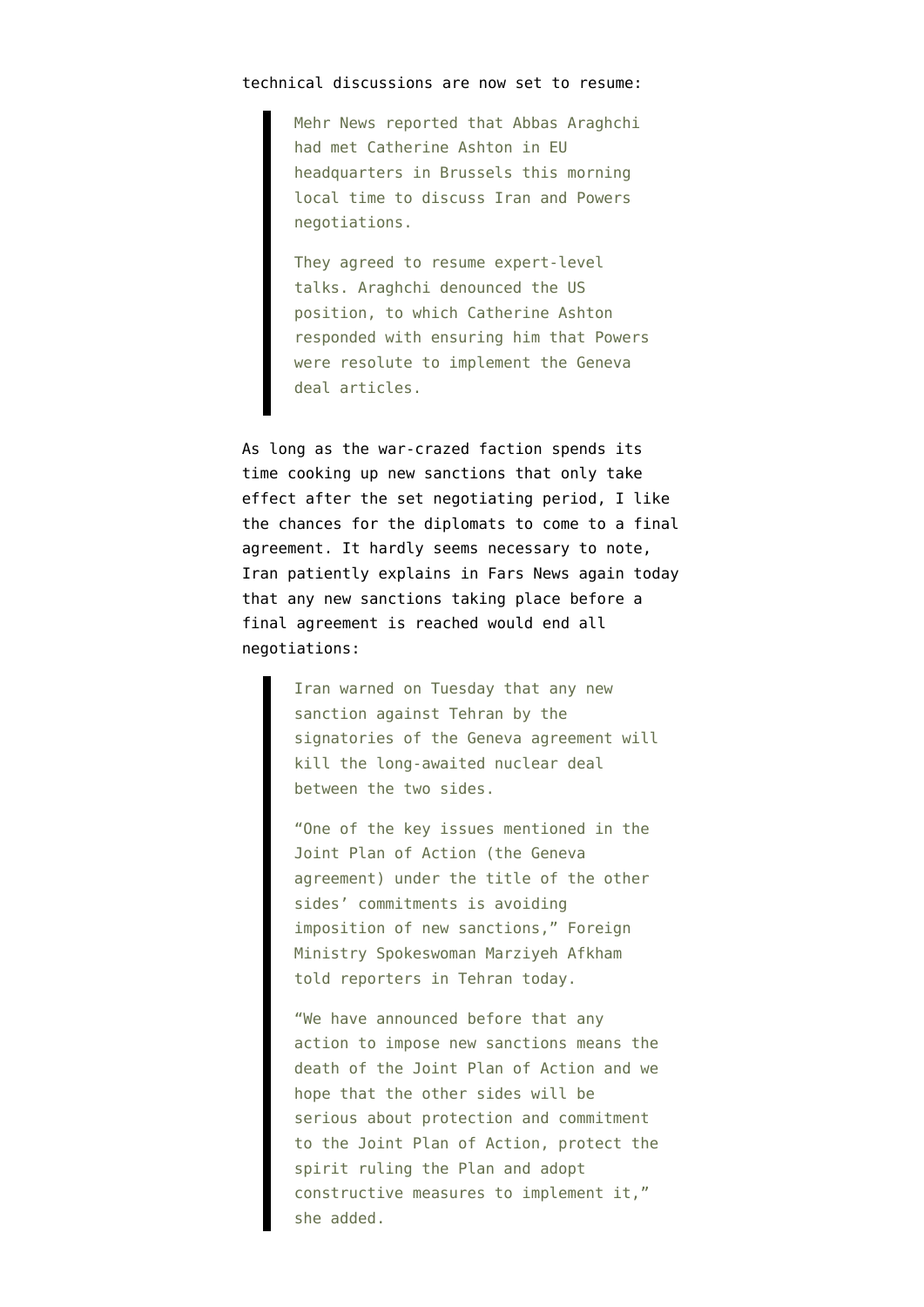technical discussions are now set to resume:

> Mehr News reported that Abbas Araghchi had met Catherine Ashton in EU headquarters in Brussels this morning local time to discuss Iran and Powers negotiations.
>
> They agreed to resume expert-level talks. Araghchi denounced the US position, to which Catherine Ashton responded with ensuring him that Powers were resolute to implement the Geneva deal articles.

As long as the war-crazed faction spends its time cooking up new sanctions that only take effect after the set negotiating period, I like the chances for the diplomats to come to a final agreement. It hardly seems necessary to note, Iran patiently explains in Fars News again today that any new sanctions taking place before a final agreement is reached would end all negotiations:

> Iran warned on Tuesday that any new sanction against Tehran by the signatories of the Geneva agreement will kill the long-awaited nuclear deal between the two sides.
>
> "One of the key issues mentioned in the Joint Plan of Action (the Geneva agreement) under the title of the other sides' commitments is avoiding imposition of new sanctions," Foreign Ministry Spokeswoman Marziyeh Afkham told reporters in Tehran today.
>
> "We have announced before that any action to impose new sanctions means the death of the Joint Plan of Action and we hope that the other sides will be serious about protection and commitment to the Joint Plan of Action, protect the spirit ruling the Plan and adopt constructive measures to implement it," she added.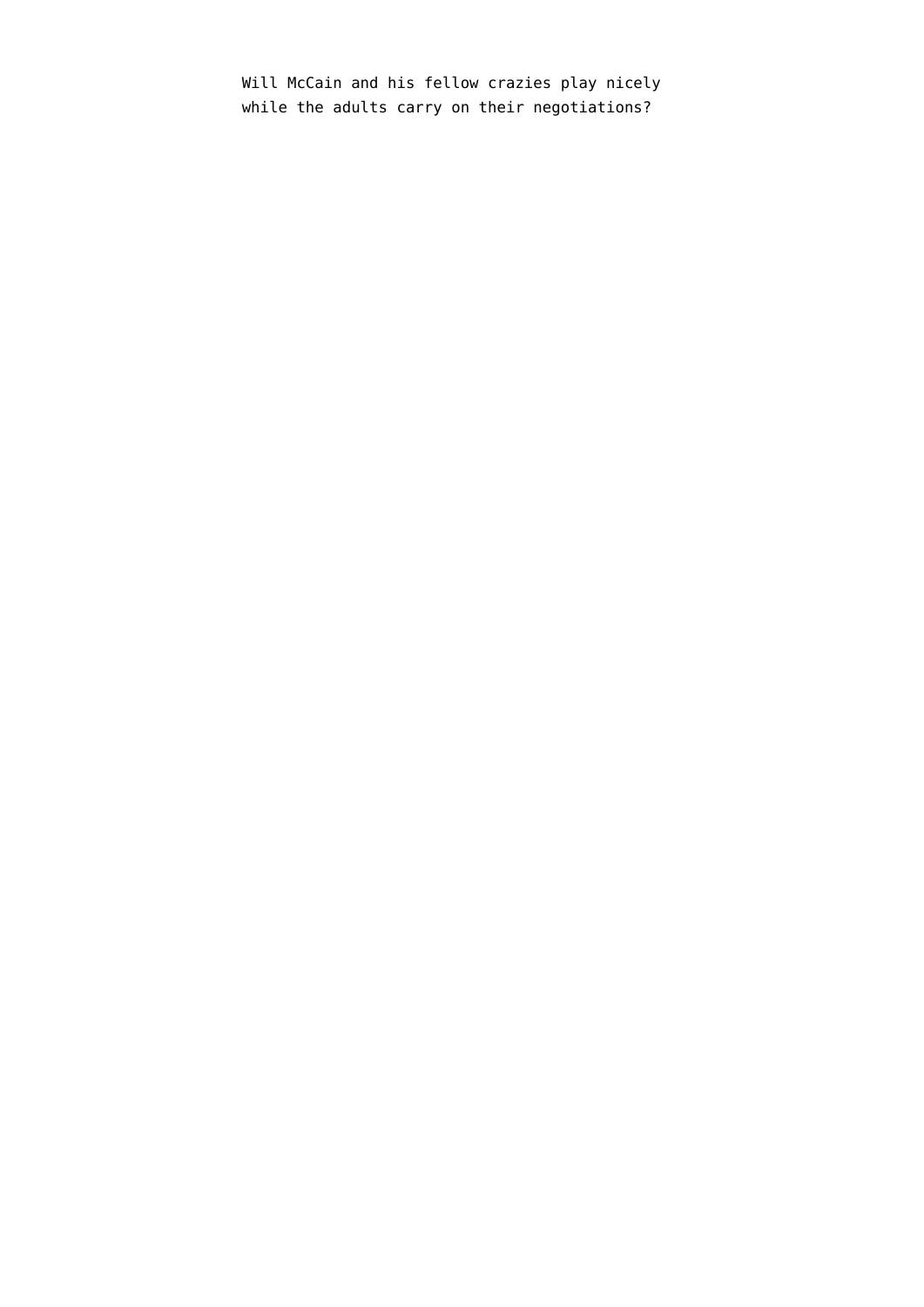Will McCain and his fellow crazies play nicely while the adults carry on their negotiations?